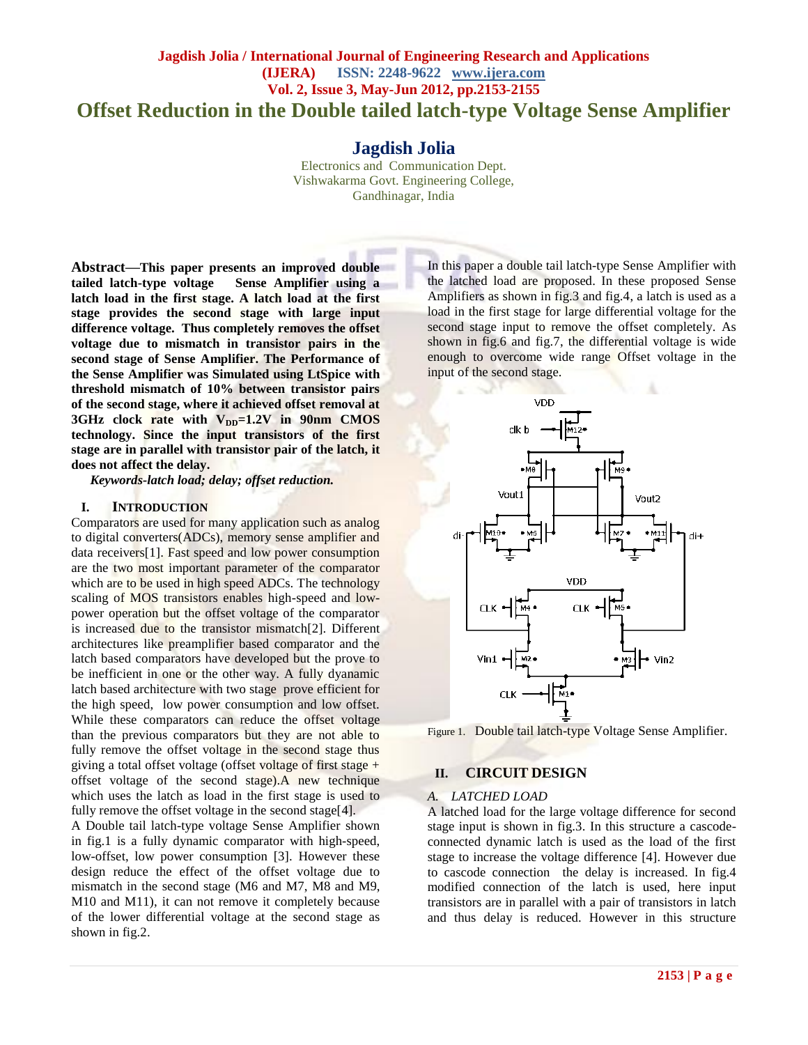# Offset Reduction in the Double tailed latch-type Voltage Sense Amplifier

## Jagdish Jolia

Electronics and Communication Dept.
Vishwakarma Govt. Engineering College,
Gandhinagar, India

**Abstract—This paper presents an improved double tailed latch-type voltage Sense Amplifier using a latch load in the first stage. A latch load at the first stage provides the second stage with large input difference voltage. Thus completely removes the offset voltage due to mismatch in transistor pairs in the second stage of Sense Amplifier. The Performance of the Sense Amplifier was Simulated using LtSpice with threshold mismatch of 10% between transistor pairs of the second stage, where it achieved offset removal at 3GHz clock rate with $V_{DD}$=1.2V in 90nm CMOS technology. Since the input transistors of the first stage are in parallel with transistor pair of the latch, it does not affect the delay.**

***Keywords-latch load; delay; offset reduction.***

## I. INTRODUCTION

Comparators are used for many application such as analog to digital converters(ADCs), memory sense amplifier and data receivers[1]. Fast speed and low power consumption are the two most important parameter of the comparator which are to be used in high speed ADCs. The technology scaling of MOS transistors enables high-speed and low-power operation but the offset voltage of the comparator is increased due to the transistor mismatch[2]. Different architectures like preamplifier based comparator and the latch based comparators have developed but the prove to be inefficient in one or the other way. A fully dynamic latch based architecture with two stage prove efficient for the high speed, low power consumption and low offset. While these comparators can reduce the offset voltage than the previous comparators but they are not able to fully remove the offset voltage in the second stage thus giving a total offset voltage (offset voltage of first stage + offset voltage of the second stage).A new technique which uses the latch as load in the first stage is used to fully remove the offset voltage in the second stage[4].

A Double tail latch-type voltage Sense Amplifier shown in fig.1 is a fully dynamic comparator with high-speed, low-offset, low power consumption [3]. However these design reduce the effect of the offset voltage due to mismatch in the second stage (M6 and M7, M8 and M9, M10 and M11), it can not remove it completely because of the lower differential voltage at the second stage as shown in fig.2.

In this paper a double tail latch-type Sense Amplifier with the latched load are proposed. In these proposed Sense Amplifiers as shown in fig.3 and fig.4, a latch is used as a load in the first stage for large differential voltage for the second stage input to remove the offset completely. As shown in fig.6 and fig.7, the differential voltage is wide enough to overcome wide range Offset voltage in the input of the second stage.

Figure 1. Double tail latch-type Voltage Sense Amplifier.

## II. CIRCUIT DESIGN

### *A. LATCHED LOAD*

A latched load for the large voltage difference for second stage input is shown in fig.3. In this structure a cascode-connected dynamic latch is used as the load of the first stage to increase the voltage difference [4]. However due to cascode connection the delay is increased. In fig.4 modified connection of the latch is used, here input transistors are in parallel with a pair of transistors in latch and thus delay is reduced. However in this structure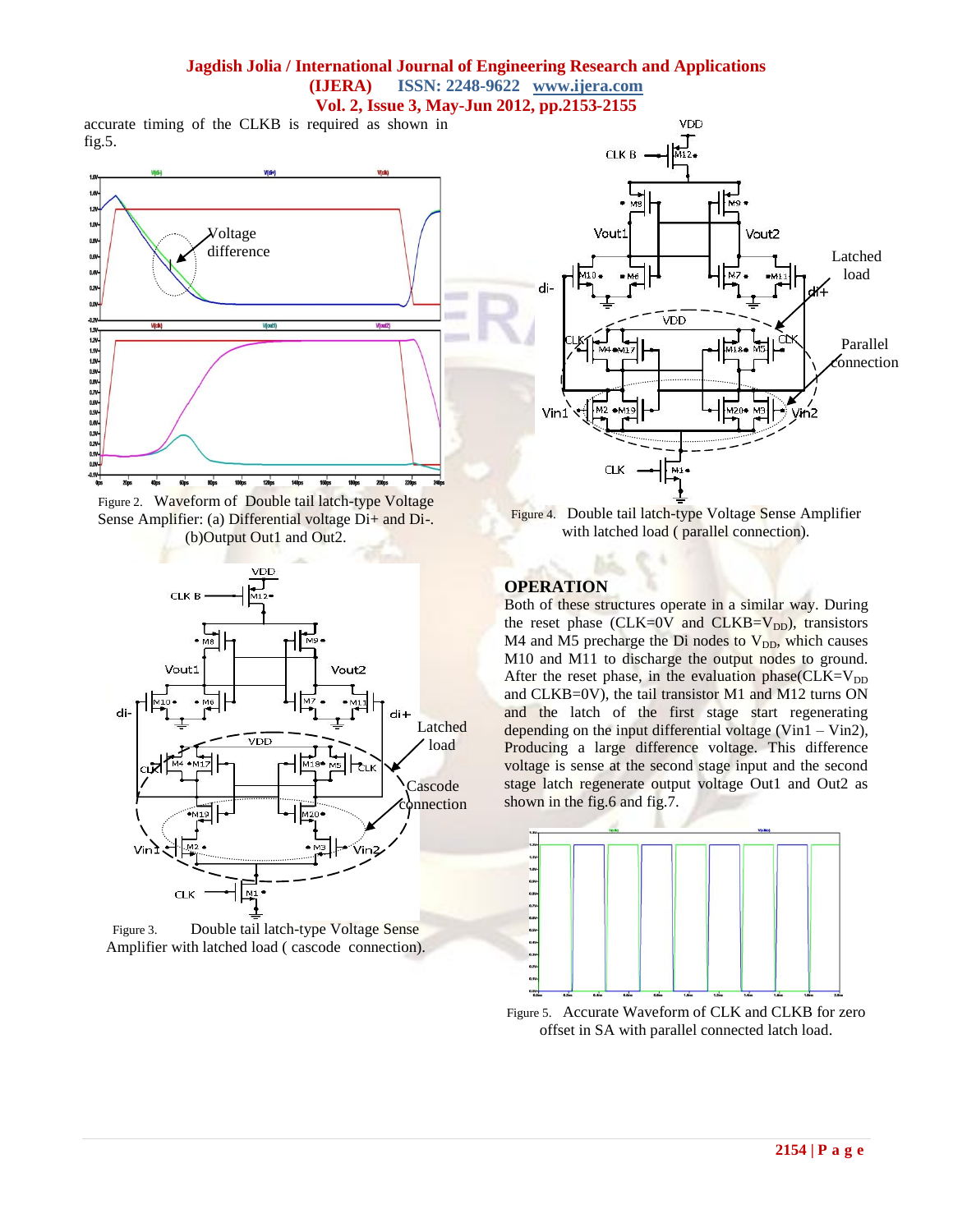accurate timing of the CLKB is required as shown in fig.5.

Figure 2. Waveform of Double tail latch-type Voltage Sense Amplifier: (a) Differential voltage Di+ and Di-. (b)Output Out1 and Out2.

Figure 3. Double tail latch-type Voltage Sense Amplifier with latched load ( cascode connection).

Figure 4. Double tail latch-type Voltage Sense Amplifier with latched load ( parallel connection).

## OPERATION

Both of these structures operate in a similar way. During the reset phase (CLK=0V and CLKB=$V_{DD}$), transistors M4 and M5 precharge the Di nodes to $V_{DD}$, which causes M10 and M11 to discharge the output nodes to ground. After the reset phase, in the evaluation phase(CLK=$V_{DD}$ and CLKB=0V), the tail transistor M1 and M12 turns ON and the latch of the first stage start regenerating depending on the input differential voltage (Vin1 – Vin2), Producing a large difference voltage. This difference voltage is sense at the second stage input and the second stage latch regenerate output voltage Out1 and Out2 as shown in the fig.6 and fig.7.

Figure 5. Accurate Waveform of CLK and CLKB for zero offset in SA with parallel connected latch load.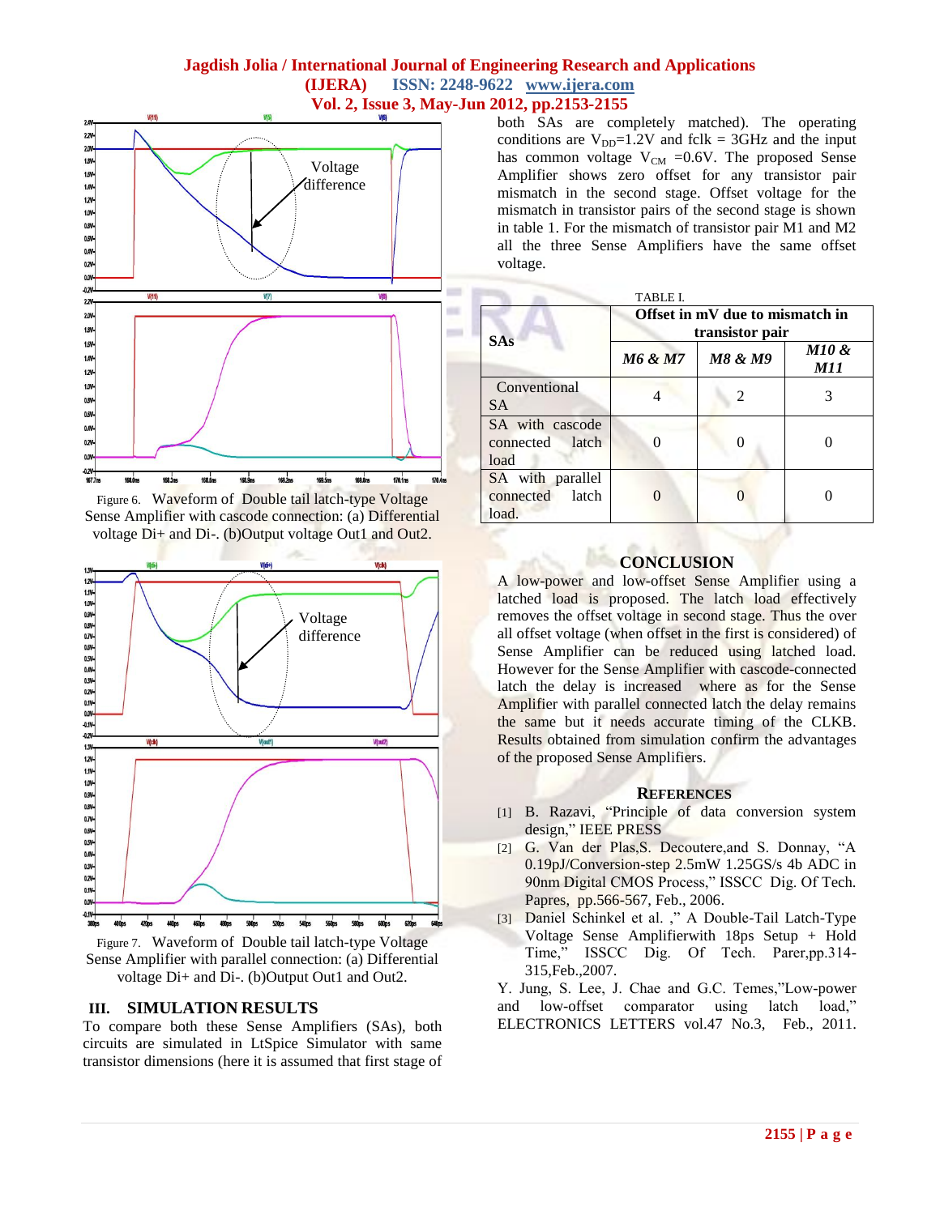Voltage difference

Figure 6. Waveform of Double tail latch-type Voltage Sense Amplifier with cascode connection: (a) Differential voltage Di+ and Di-. (b)Output voltage Out1 and Out2.

Voltage difference

Figure 7. Waveform of Double tail latch-type Voltage Sense Amplifier with parallel connection: (a) Differential voltage Di+ and Di-. (b)Output Out1 and Out2.

## III. SIMULATION RESULTS

To compare both these Sense Amplifiers (SAs), both circuits are simulated in LtSpice Simulator with same transistor dimensions (here it is assumed that first stage of both SAs are completely matched). The operating conditions are $V_{DD}$=1.2V and fclk = 3GHz and the input has common voltage $V_{CM}$ =0.6V. The proposed Sense Amplifier shows zero offset for any transistor pair mismatch in the second stage. Offset voltage for the mismatch in transistor pairs of the second stage is shown in table 1. For the mismatch of transistor pair M1 and M2 all the three Sense Amplifiers have the same offset voltage.

TABLE I.

| SAs | Offset in mV due to mismatch in transistor pair | | |
|---|---|---|---|
| | *M6 & M7* | *M8 & M9* | *M10 & M11* |
| Conventional SA | 4 | 2 | 3 |
| SA with cascode connected latch load | 0 | 0 | 0 |
| SA with parallel connected latch load. | 0 | 0 | 0 |

## CONCLUSION

A low-power and low-offset Sense Amplifier using a latched load is proposed. The latch load effectively removes the offset voltage in second stage. Thus the over all offset voltage (when offset in the first is considered) of Sense Amplifier can be reduced using latched load. However for the Sense Amplifier with cascode-connected latch the delay is increased where as for the Sense Amplifier with parallel connected latch the delay remains the same but it needs accurate timing of the CLKB. Results obtained from simulation confirm the advantages of the proposed Sense Amplifiers.

## REFERENCES

[1] B. Razavi, "Principle of data conversion system design," IEEE PRESS

[2] G. Van der Plas,S. Decoutere,and S. Donnay, "A 0.19pJ/Conversion-step 2.5mW 1.25GS/s 4b ADC in 90nm Digital CMOS Process," ISSCC Dig. Of Tech. Papres, pp.566-567, Feb., 2006.

[3] Daniel Schinkel et al. ," A Double-Tail Latch-Type Voltage Sense Amplifierwith 18ps Setup + Hold Time," ISSCC Dig. Of Tech. Parer,pp.314-315,Feb.,2007.

Y. Jung, S. Lee, J. Chae and G.C. Temes,"Low-power and low-offset comparator using latch load," ELECTRONICS LETTERS vol.47 No.3, Feb., 2011.